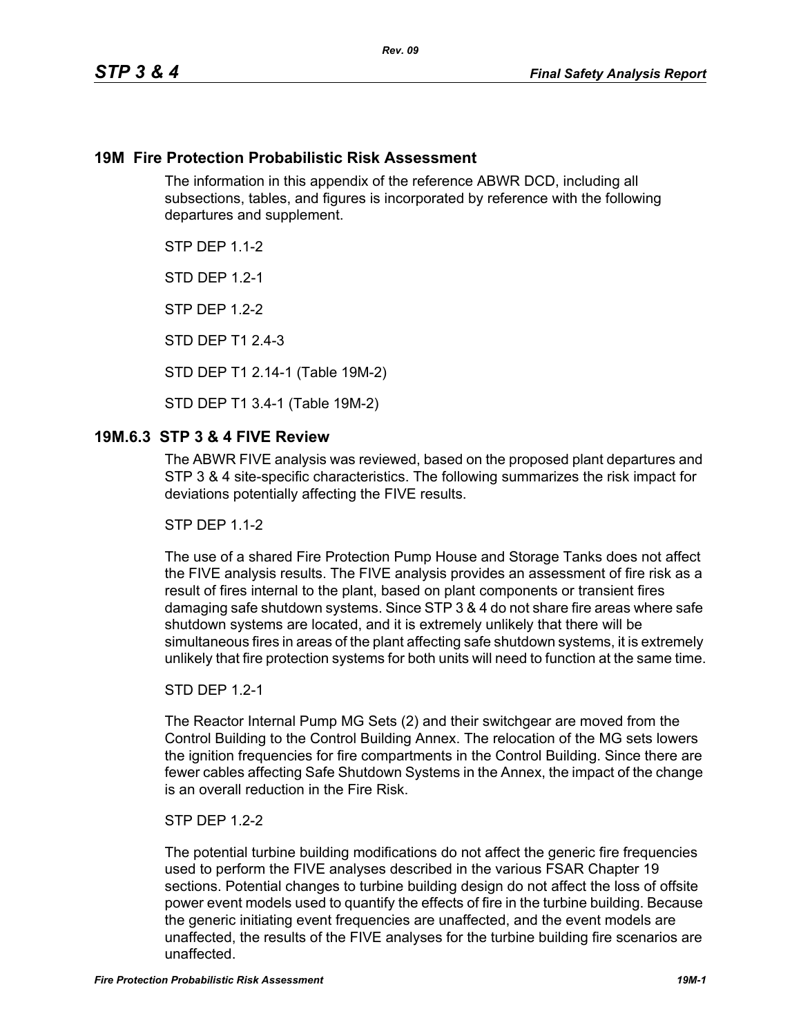## 19M Fire Protection Probabilistic Risk Assessment

The information in this appendix of the reference ABWR DCD, including all subsections, tables, and figures is incorporated by reference with the following departures and supplement.

STP DEP 1.1-2

STD DEP 1.2-1

STP DEP 1.2-2

STD DEP T1 2.4-3

STD DEP T1 2.14-1 (Table 19M-2)

STD DEP T1 3.4-1 (Table 19M-2)

## 19M.6.3 STP 3 & 4 FIVE Review

The ABWR FIVE analysis was reviewed, based on the proposed plant departures and STP 3 & 4 site-specific characteristics. The following summarizes the risk impact for deviations potentially affecting the FIVE results.

STP DEP 1.1-2

The use of a shared Fire Protection Pump House and Storage Tanks does not affect the FIVE analysis results. The FIVE analysis provides an assessment of fire risk as a result of fires internal to the plant, based on plant components or transient fires damaging safe shutdown systems. Since STP 3 & 4 do not share fire areas where safe shutdown systems are located, and it is extremely unlikely that there will be simultaneous fires in areas of the plant affecting safe shutdown systems, it is extremely unlikely that fire protection systems for both units will need to function at the same time.

STD DEP 1.2-1

The Reactor Internal Pump MG Sets (2) and their switchgear are moved from the Control Building to the Control Building Annex. The relocation of the MG sets lowers the ignition frequencies for fire compartments in the Control Building. Since there are fewer cables affecting Safe Shutdown Systems in the Annex, the impact of the change is an overall reduction in the Fire Risk.

STP DEP 1.2-2

The potential turbine building modifications do not affect the generic fire frequencies used to perform the FIVE analyses described in the various FSAR Chapter 19 sections. Potential changes to turbine building design do not affect the loss of offsite power event models used to quantify the effects of fire in the turbine building. Because the generic initiating event frequencies are unaffected, and the event models are unaffected, the results of the FIVE analyses for the turbine building fire scenarios are unaffected.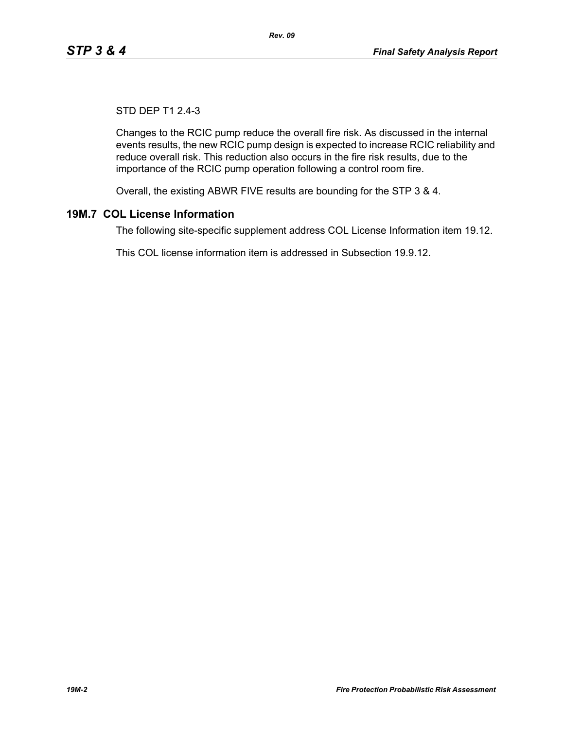STD DEP T1 2.4-3

Changes to the RCIC pump reduce the overall fire risk. As discussed in the internal events results, the new RCIC pump design is expected to increase RCIC reliability and reduce overall risk. This reduction also occurs in the fire risk results, due to the importance of the RCIC pump operation following a control room fire.

Overall, the existing ABWR FIVE results are bounding for the STP 3 & 4.

## 19M.7 COL License Information

The following site-specific supplement address COL License Information item 19.12.

This COL license information item is addressed in Subsection 19.9.12.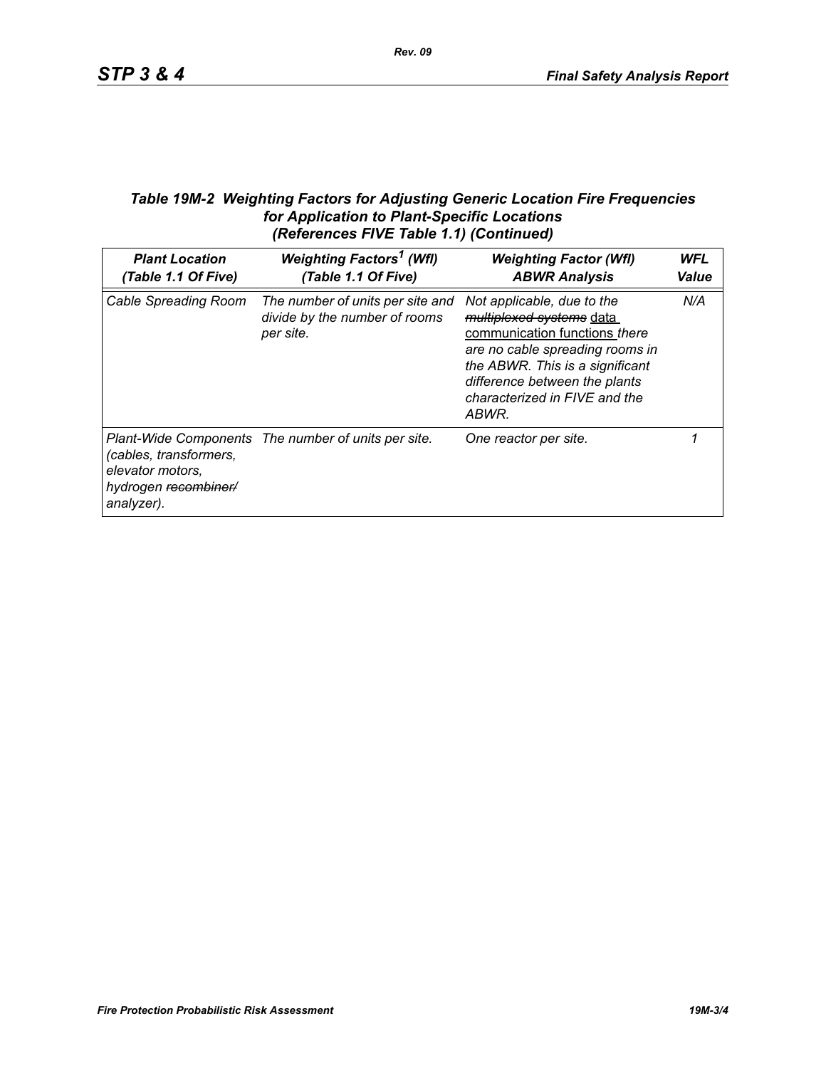### *Table 19M-2 Weighting Factors for Adjusting Generic Location Fire Frequencies for Application to Plant-Specific Locations (References FIVE Table 1.1) (Continued)*

| *Plant Location (Table 1.1 Of Five)* | *Weighting Factors[1] (Wfl) (Table 1.1 Of Five)* | *Weighting Factor (Wfl) ABWR Analysis* | *WFL Value* |
|---|---|---|---|
| *Cable Spreading Room* | *The number of units per site and divide by the number of rooms per site.* | *Not applicable, due to the ~~multiplexed systems~~ data communication functions there are no cable spreading rooms in the ABWR. This is a significant difference between the plants characterized in FIVE and the ABWR.* | *N/A* |
| *Plant-Wide Components (cables, transformers, elevator motors, hydrogen ~~recombiner/~~ analyzer).* | *The number of units per site.* | *One reactor per site.* | *1* |